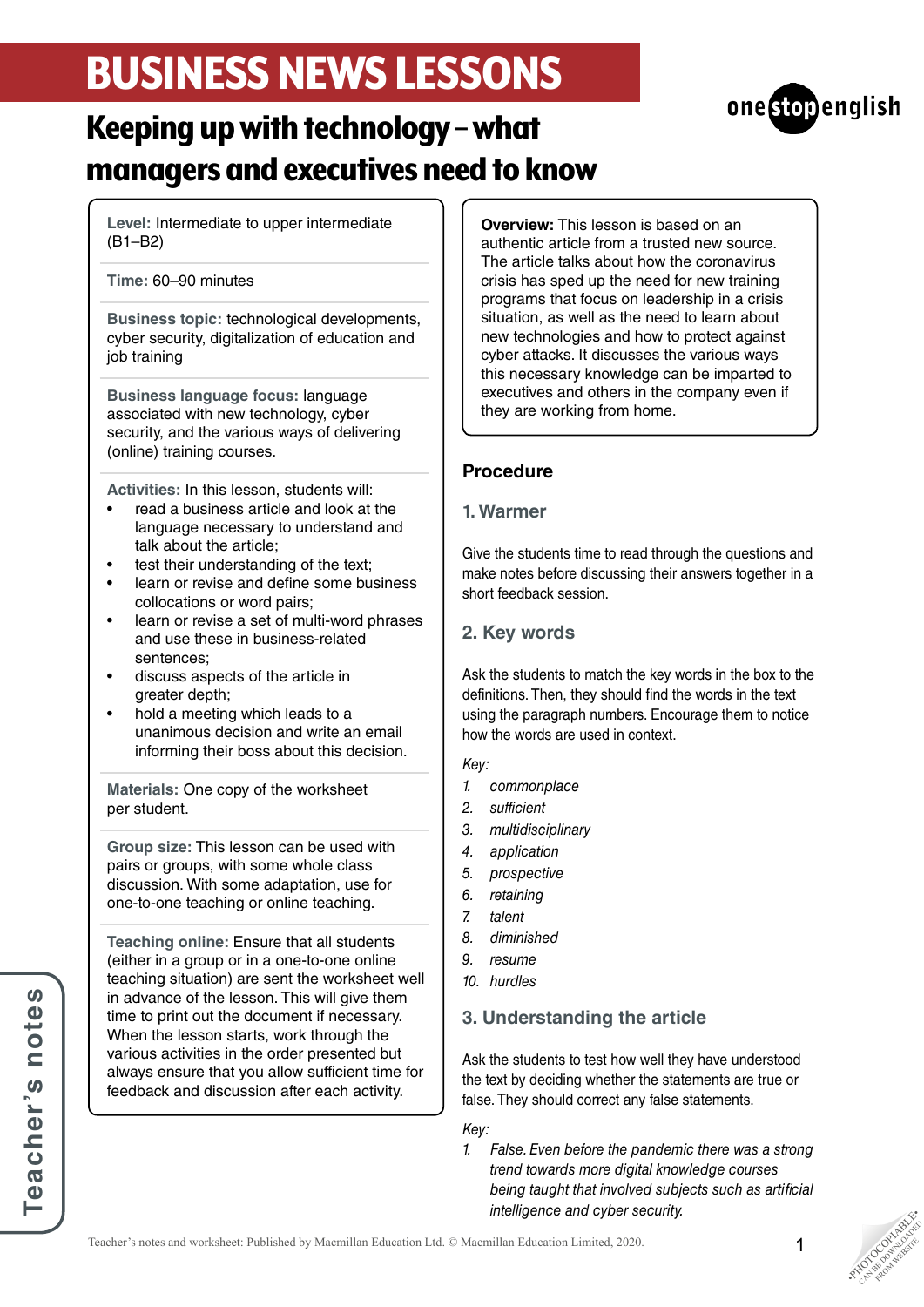# BUSINESS NEWS LESSONS

## Keeping up with technology – what managers and executives need to know

**Level:** Intermediate to upper intermediate (B1–B2)

**Time:** 60–90 minutes

**Business topic:** technological developments, cyber security, digitalization of education and job training

**Business language focus:** language associated with new technology, cyber security, and the various ways of delivering (online) training courses.

**Activities:** In this lesson, students will:

- read a business article and look at the language necessary to understand and talk about the article;
- test their understanding of the text;
- learn or revise and define some business collocations or word pairs;
- learn or revise a set of multi-word phrases and use these in business-related sentences;
- discuss aspects of the article in greater depth;
- hold a meeting which leads to a unanimous decision and write an email informing their boss about this decision.

**Materials:** One copy of the worksheet per student.

**Group size:** This lesson can be used with pairs or groups, with some whole class discussion. With some adaptation, use for one-to-one teaching or online teaching.

**Teaching online:** Ensure that all students (either in a group or in a one-to-one online teaching situation) are sent the worksheet well in advance of the lesson. This will give them time to print out the document if necessary. When the lesson starts, work through the various activities in the order presented but always ensure that you allow sufficient time for feedback and discussion after each activity.

**Overview:** This lesson is based on an authentic article from a trusted new source. The article talks about how the coronavirus crisis has sped up the need for new training programs that focus on leadership in a crisis situation, as well as the need to learn about new technologies and how to protect against cyber attacks. It discusses the various ways this necessary knowledge can be imparted to executives and others in the company even if they are working from home.

### Procedure

#### 1. Warmer

Give the students time to read through the questions and make notes before discussing their answers together in a short feedback session.

#### 2. Key words

Ask the students to match the key words in the box to the definitions. Then, they should find the words in the text using the paragraph numbers. Encourage them to notice how the words are used in context.

*Key:*

1. *commonplace*
2. *sufficient*
3. *multidisciplinary*
4. *application*
5. *prospective*
6. *retaining*
7. *talent*
8. *diminished*
9. *resume*
10. *hurdles*

#### 3. Understanding the article

Ask the students to test how well they have understood the text by deciding whether the statements are true or false. They should correct any false statements.

*Key:*

1. *False. Even before the pandemic there was a strong trend towards more digital knowledge courses being taught that involved subjects such as artificial intelligence and cyber security.*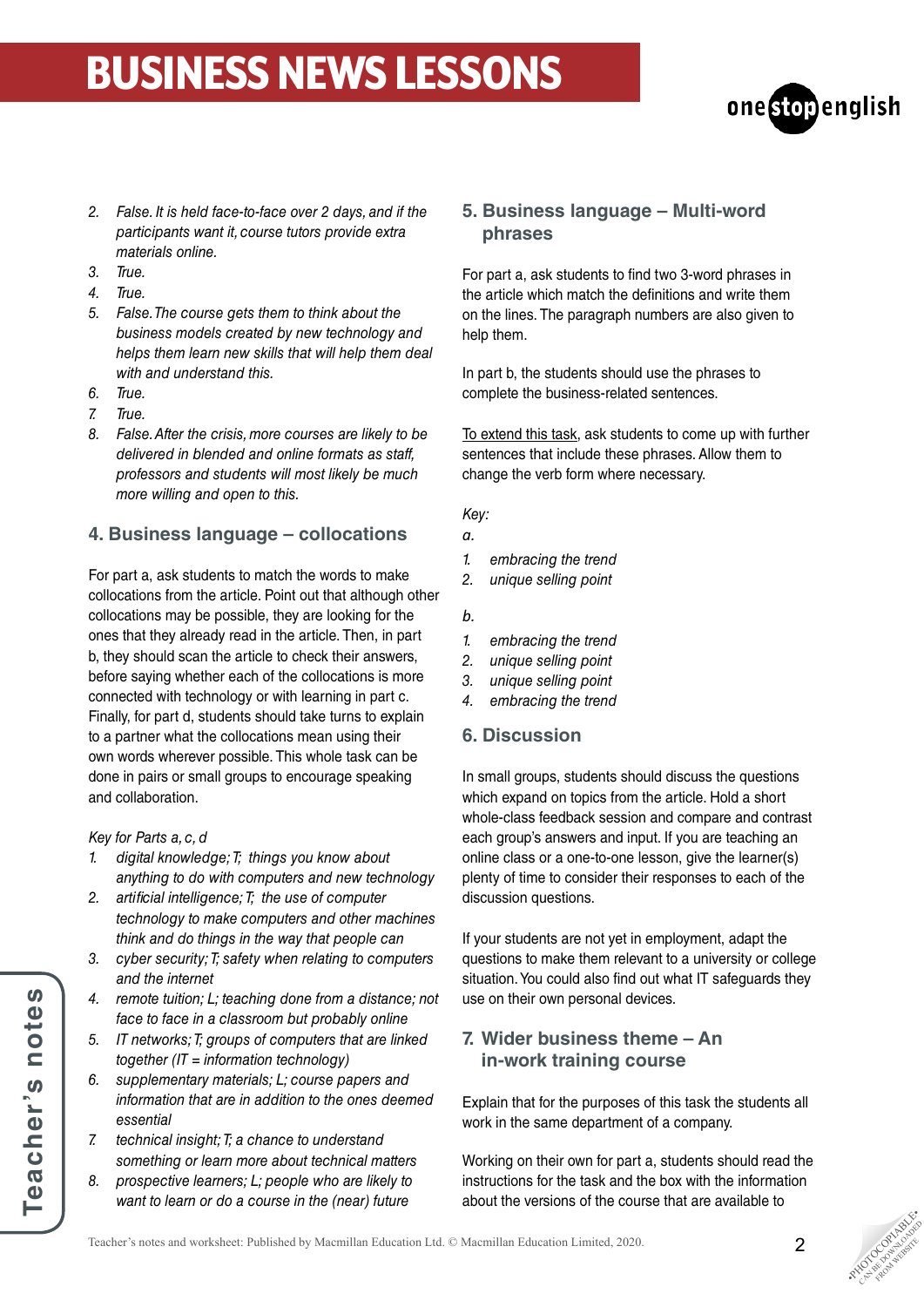2. *False. It is held face-to-face over 2 days, and if the participants want it, course tutors provide extra materials online.*
3. *True.*
4. *True.*
5. *False. The course gets them to think about the business models created by new technology and helps them learn new skills that will help them deal with and understand this.*
6. *True.*
7. *True.*
8. *False. After the crisis, more courses are likely to be delivered in blended and online formats as staff, professors and students will most likely be much more willing and open to this.*

## 4. Business language – collocations

For part a, ask students to match the words to make collocations from the article. Point out that although other collocations may be possible, they are looking for the ones that they already read in the article. Then, in part b, they should scan the article to check their answers, before saying whether each of the collocations is more connected with technology or with learning in part c. Finally, for part d, students should take turns to explain to a partner what the collocations mean using their own words wherever possible. This whole task can be done in pairs or small groups to encourage speaking and collaboration.

*Key for Parts a, c, d*

1. *digital knowledge; T; things you know about anything to do with computers and new technology*
2. *artificial intelligence; T; the use of computer technology to make computers and other machines think and do things in the way that people can*
3. *cyber security; T; safety when relating to computers and the internet*
4. *remote tuition; L; teaching done from a distance; not face to face in a classroom but probably online*
5. *IT networks; T; groups of computers that are linked together (IT = information technology)*
6. *supplementary materials; L; course papers and information that are in addition to the ones deemed essential*
7. *technical insight; T; a chance to understand something or learn more about technical matters*
8. *prospective learners; L; people who are likely to want to learn or do a course in the (near) future*

## 5. Business language – Multi-word phrases

For part a, ask students to find two 3-word phrases in the article which match the definitions and write them on the lines. The paragraph numbers are also given to help them.

In part b, the students should use the phrases to complete the business-related sentences.

To extend this task, ask students to come up with further sentences that include these phrases. Allow them to change the verb form where necessary.

*Key:*

*a.*

1. *embracing the trend*
2. *unique selling point*

*b.*

1. *embracing the trend*
2. *unique selling point*
3. *unique selling point*
4. *embracing the trend*

## 6. Discussion

In small groups, students should discuss the questions which expand on topics from the article. Hold a short whole-class feedback session and compare and contrast each group's answers and input. If you are teaching an online class or a one-to-one lesson, give the learner(s) plenty of time to consider their responses to each of the discussion questions.

If your students are not yet in employment, adapt the questions to make them relevant to a university or college situation. You could also find out what IT safeguards they use on their own personal devices.

## 7. Wider business theme – An in-work training course

Explain that for the purposes of this task the students all work in the same department of a company.

Working on their own for part a, students should read the instructions for the task and the box with the information about the versions of the course that are available to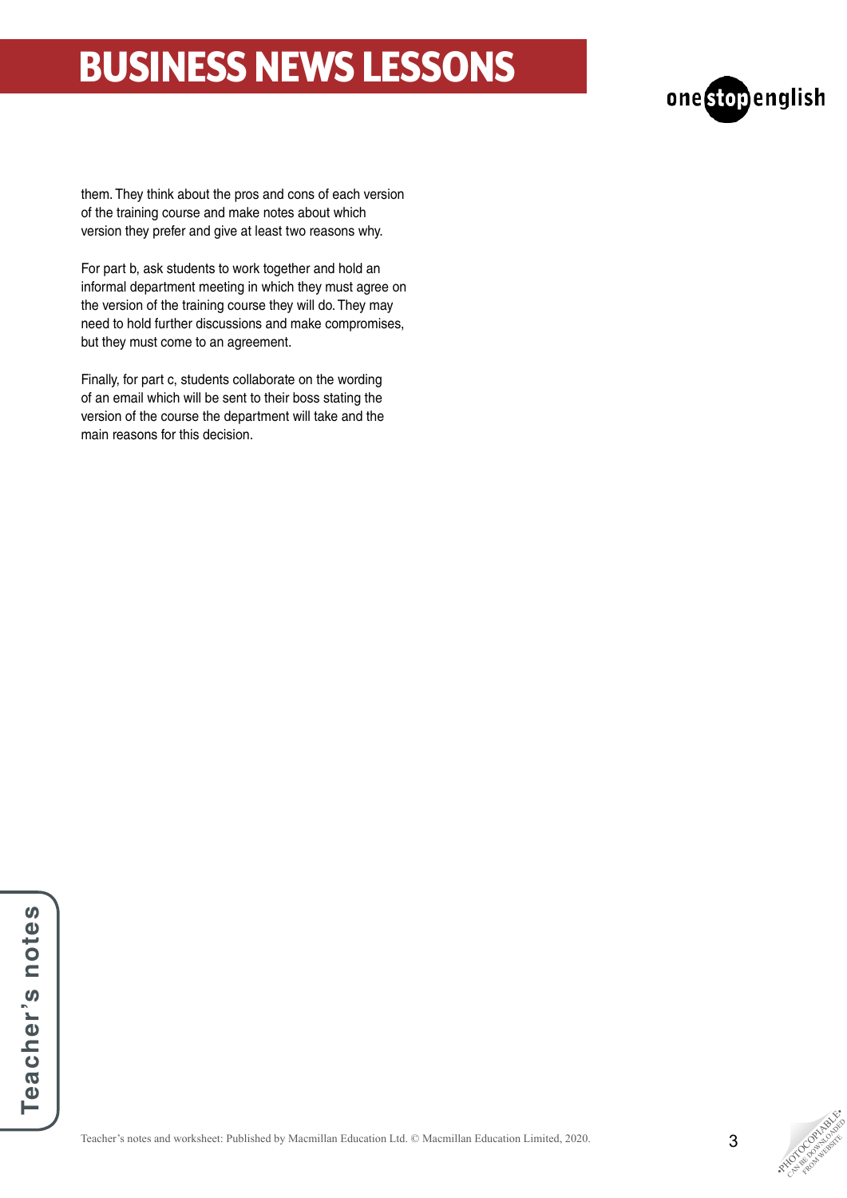them. They think about the pros and cons of each version of the training course and make notes about which version they prefer and give at least two reasons why.

For part b, ask students to work together and hold an informal department meeting in which they must agree on the version of the training course they will do. They may need to hold further discussions and make compromises, but they must come to an agreement.

Finally, for part c, students collaborate on the wording of an email which will be sent to their boss stating the version of the course the department will take and the main reasons for this decision.